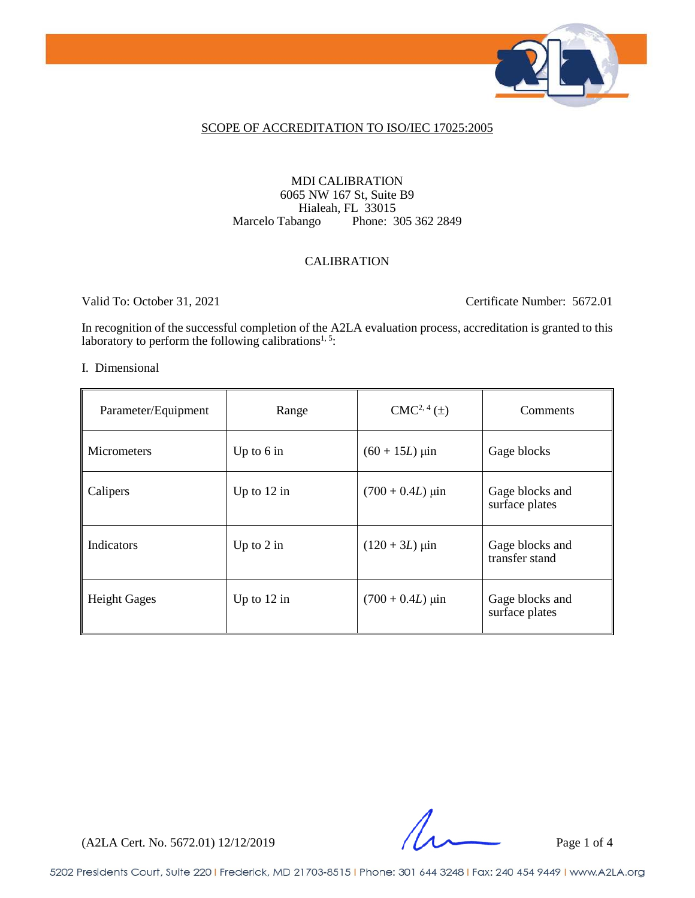## SCOPE OF ACCREDITATION TO ISO/IEC 17025:2005

MDI CALIBRATION
6065 NW 167 St, Suite B9
Hialeah, FL 33015
Marcelo Tabango Phone: 305 362 2849

### CALIBRATION

Valid To: October 31, 2021 Certificate Number: 5672.01

In recognition of the successful completion of the A2LA evaluation process, accreditation is granted to this laboratory to perform the following calibrations[1, 5]:

I. Dimensional

| Parameter/Equipment | Range | CMC[2, 4] (±) | Comments |
|---|---|---|---|
| Micrometers | Up to 6 in | $(60 + 15L)$ µin | Gage blocks |
| Calipers | Up to 12 in | $(700 + 0.4L)$ µin | Gage blocks and surface plates |
| Indicators | Up to 2 in | $(120 + 3L)$ µin | Gage blocks and transfer stand |
| Height Gages | Up to 12 in | $(700 + 0.4L)$ µin | Gage blocks and surface plates |

(A2LA Cert. No. 5672.01) 12/12/2019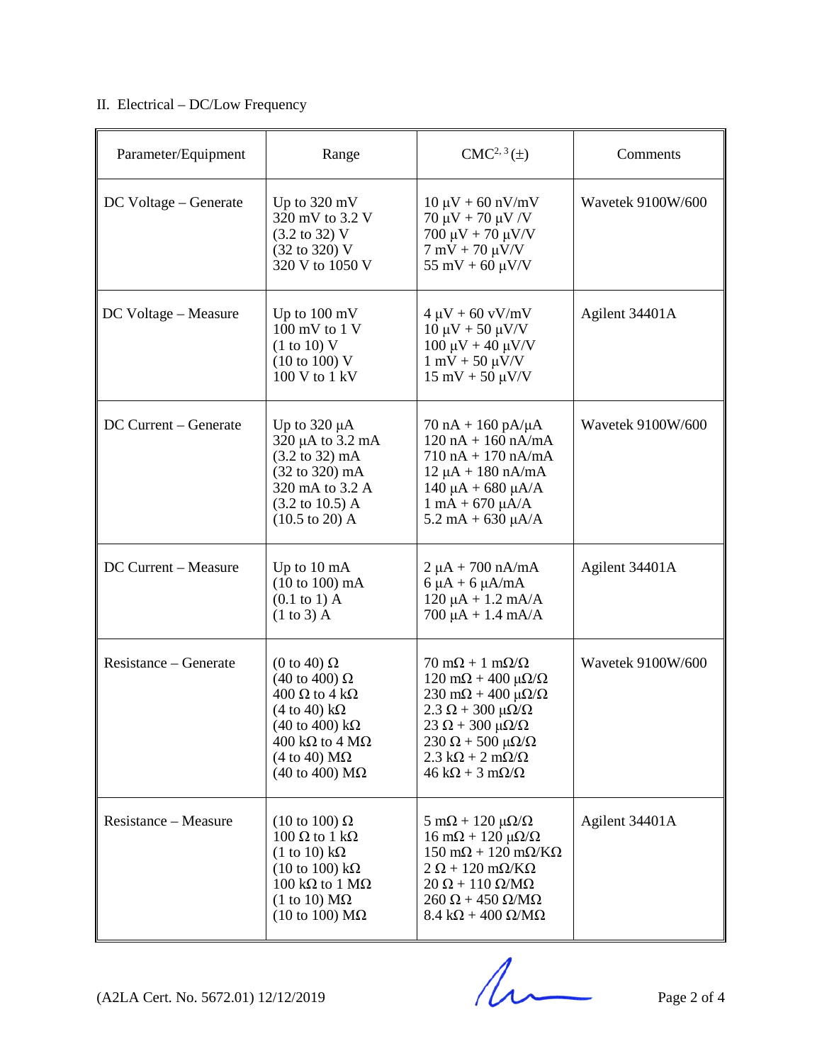II. Electrical – DC/Low Frequency

| Parameter/Equipment | Range | CMC[2, 3] (±) | Comments |
|---|---|---|---|
| DC Voltage – Generate | Up to 320 mV<br>320 mV to 3.2 V<br>(3.2 to 32) V<br>(32 to 320) V<br>320 V to 1050 V | 10 µV + 60 nV/mV<br>70 µV + 70 µV /V<br>700 µV + 70 µV/V<br>7 mV + 70 µV/V<br>55 mV + 60 µV/V | Wavetek 9100W/600 |
| DC Voltage – Measure | Up to 100 mV<br>100 mV to 1 V<br>(1 to 10) V<br>(10 to 100) V<br>100 V to 1 kV | 4 µV + 60 vV/mV<br>10 µV + 50 µV/V<br>100 µV + 40 µV/V<br>1 mV + 50 µV/V<br>15 mV + 50 µV/V | Agilent 34401A |
| DC Current – Generate | Up to 320 µA<br>320 µA to 3.2 mA<br>(3.2 to 32) mA<br>(32 to 320) mA<br>320 mA to 3.2 A<br>(3.2 to 10.5) A<br>(10.5 to 20) A | 70 nA + 160 pA/µA<br>120 nA + 160 nA/mA<br>710 nA + 170 nA/mA<br>12 µA + 180 nA/mA<br>140 µA + 680 µA/A<br>1 mA + 670 µA/A<br>5.2 mA + 630 µA/A | Wavetek 9100W/600 |
| DC Current – Measure | Up to 10 mA<br>(10 to 100) mA<br>(0.1 to 1) A<br>(1 to 3) A | 2 µA + 700 nA/mA<br>6 µA + 6 µA/mA<br>120 µA + 1.2 mA/A<br>700 µA + 1.4 mA/A | Agilent 34401A |
| Resistance – Generate | (0 to 40) Ω<br>(40 to 400) Ω<br>400 Ω to 4 kΩ<br>(4 to 40) kΩ<br>(40 to 400) kΩ<br>400 kΩ to 4 MΩ<br>(4 to 40) MΩ<br>(40 to 400) MΩ | 70 mΩ + 1 mΩ/Ω<br>120 mΩ + 400 µΩ/Ω<br>230 mΩ + 400 µΩ/Ω<br>2.3 Ω + 300 µΩ/Ω<br>23 Ω + 300 µΩ/Ω<br>230 Ω + 500 µΩ/Ω<br>2.3 kΩ + 2 mΩ/Ω<br>46 kΩ + 3 mΩ/Ω | Wavetek 9100W/600 |
| Resistance – Measure | (10 to 100) Ω<br>100 Ω to 1 kΩ<br>(1 to 10) kΩ<br>(10 to 100) kΩ<br>100 kΩ to 1 MΩ<br>(1 to 10) MΩ<br>(10 to 100) MΩ | 5 mΩ + 120 µΩ/Ω<br>16 mΩ + 120 µΩ/Ω<br>150 mΩ + 120 mΩ/KΩ<br>2 Ω + 120 mΩ/KΩ<br>20 Ω + 110 Ω/MΩ<br>260 Ω + 450 Ω/MΩ<br>8.4 kΩ + 400 Ω/MΩ | Agilent 34401A |

(A2LA Cert. No. 5672.01) 12/12/2019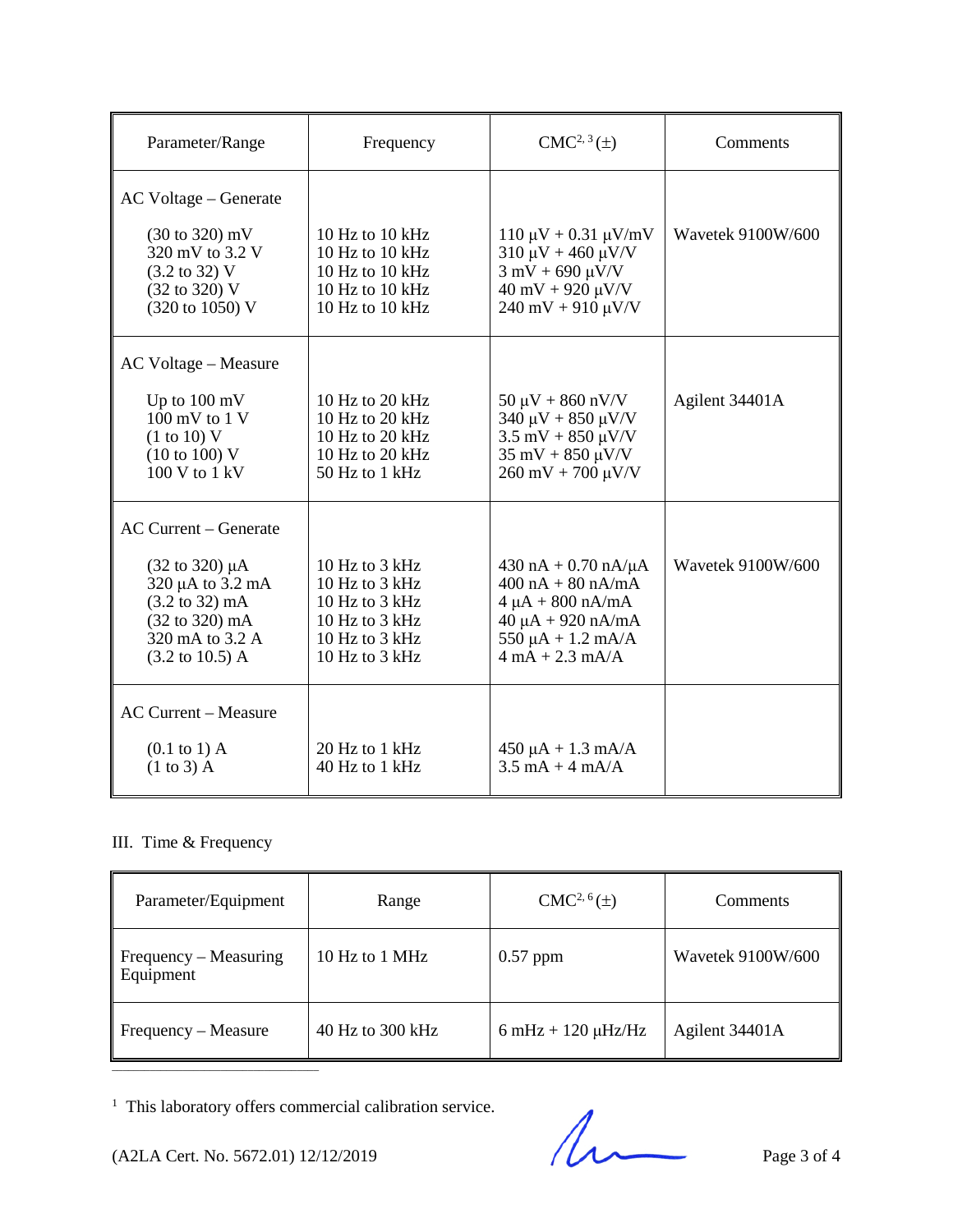| Parameter/Range | Frequency | CMC[2, 3] (±) | Comments |
|---|---|---|---|
| AC Voltage – Generate | | | |
| (30 to 320) mV | 10 Hz to 10 kHz | 110 µV + 0.31 µV/mV | Wavetek 9100W/600 |
| 320 mV to 3.2 V | 10 Hz to 10 kHz | 310 µV + 460 µV/V | |
| (3.2 to 32) V | 10 Hz to 10 kHz | 3 mV + 690 µV/V | |
| (32 to 320) V | 10 Hz to 10 kHz | 40 mV + 920 µV/V | |
| (320 to 1050) V | 10 Hz to 10 kHz | 240 mV + 910 µV/V | |
| AC Voltage – Measure | | | |
| Up to 100 mV | 10 Hz to 20 kHz | 50 µV + 860 nV/V | Agilent 34401A |
| 100 mV to 1 V | 10 Hz to 20 kHz | 340 µV + 850 µV/V | |
| (1 to 10) V | 10 Hz to 20 kHz | 3.5 mV + 850 µV/V | |
| (10 to 100) V | 10 Hz to 20 kHz | 35 mV + 850 µV/V | |
| 100 V to 1 kV | 50 Hz to 1 kHz | 260 mV + 700 µV/V | |
| AC Current – Generate | | | |
| (32 to 320) µA | 10 Hz to 3 kHz | 430 nA + 0.70 nA/µA | Wavetek 9100W/600 |
| 320 µA to 3.2 mA | 10 Hz to 3 kHz | 400 nA + 80 nA/mA | |
| (3.2 to 32) mA | 10 Hz to 3 kHz | 4 µA + 800 nA/mA | |
| (32 to 320) mA | 10 Hz to 3 kHz | 40 µA + 920 nA/mA | |
| 320 mA to 3.2 A | 10 Hz to 3 kHz | 550 µA + 1.2 mA/A | |
| (3.2 to 10.5) A | 10 Hz to 3 kHz | 4 mA + 2.3 mA/A | |
| AC Current – Measure | | | |
| (0.1 to 1) A | 20 Hz to 1 kHz | 450 µA + 1.3 mA/A | |
| (1 to 3) A | 40 Hz to 1 kHz | 3.5 mA + 4 mA/A | |

III. Time & Frequency

| Parameter/Equipment | Range | CMC[2, 6] (±) | Comments |
|---|---|---|---|
| Frequency – Measuring Equipment | 10 Hz to 1 MHz | 0.57 ppm | Wavetek 9100W/600 |
| Frequency – Measure | 40 Hz to 300 kHz | 6 mHz + 120 µHz/Hz | Agilent 34401A |

[1] This laboratory offers commercial calibration service.

(A2LA Cert. No. 5672.01) 12/12/2019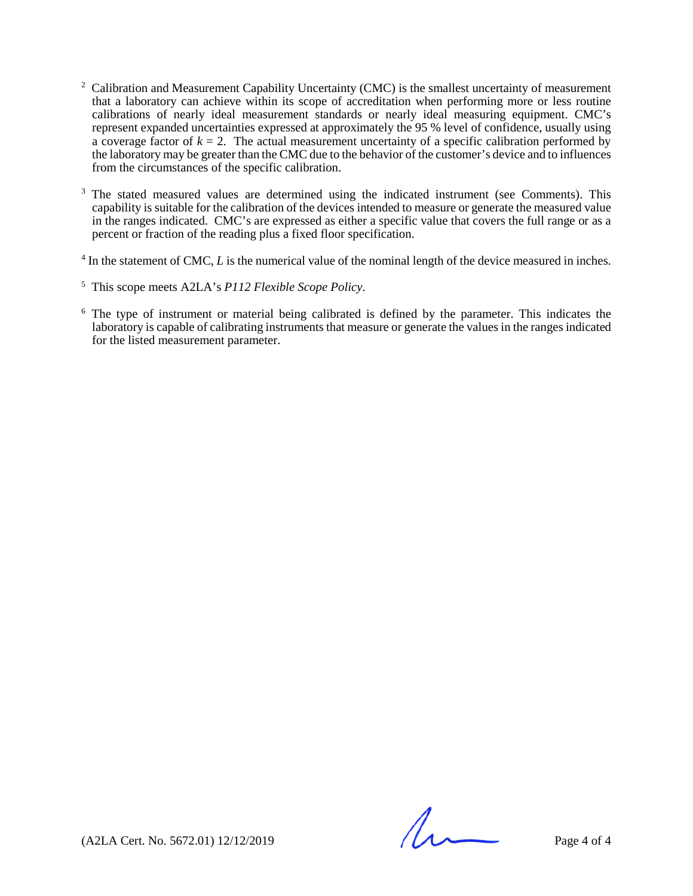[2] Calibration and Measurement Capability Uncertainty (CMC) is the smallest uncertainty of measurement that a laboratory can achieve within its scope of accreditation when performing more or less routine calibrations of nearly ideal measurement standards or nearly ideal measuring equipment. CMC's represent expanded uncertainties expressed at approximately the 95 % level of confidence, usually using a coverage factor of $k = 2$. The actual measurement uncertainty of a specific calibration performed by the laboratory may be greater than the CMC due to the behavior of the customer's device and to influences from the circumstances of the specific calibration.

[3] The stated measured values are determined using the indicated instrument (see Comments). This capability is suitable for the calibration of the devices intended to measure or generate the measured value in the ranges indicated. CMC's are expressed as either a specific value that covers the full range or as a percent or fraction of the reading plus a fixed floor specification.

[4] In the statement of CMC, $L$ is the numerical value of the nominal length of the device measured in inches.

[5] This scope meets A2LA's *P112 Flexible Scope Policy*.

[6] The type of instrument or material being calibrated is defined by the parameter. This indicates the laboratory is capable of calibrating instruments that measure or generate the values in the ranges indicated for the listed measurement parameter.

(A2LA Cert. No. 5672.01) 12/12/2019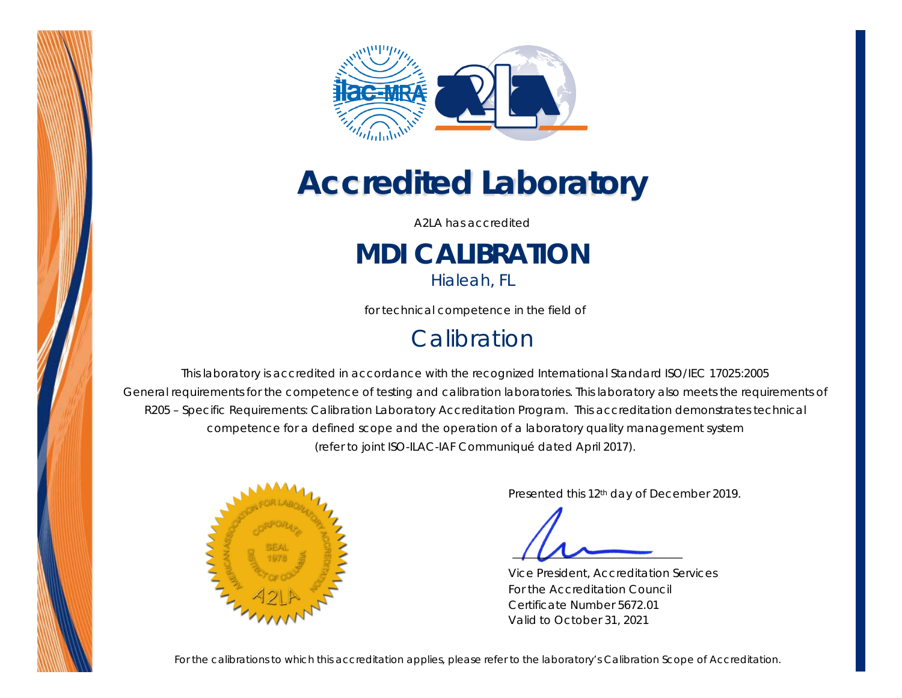# Accredited Laboratory

A2LA has accredited

## MDI CALIBRATION

Hialeah, FL

for technical competence in the field of

## Calibration

This laboratory is accredited in accordance with the recognized International Standard ISO/IEC 17025:2005 General requirements for the competence of testing and calibration laboratories. This laboratory also meets the requirements of R205 – Specific Requirements: Calibration Laboratory Accreditation Program. This accreditation demonstrates technical competence for a defined scope and the operation of a laboratory quality management system (refer to joint ISO-ILAC-IAF Communiqué dated April 2017).

Presented this 12th day of December 2019.

Vice President, Accreditation Services
For the Accreditation Council
Certificate Number 5672.01
Valid to October 31, 2021

For the calibrations to which this accreditation applies, please refer to the laboratory's Calibration Scope of Accreditation.